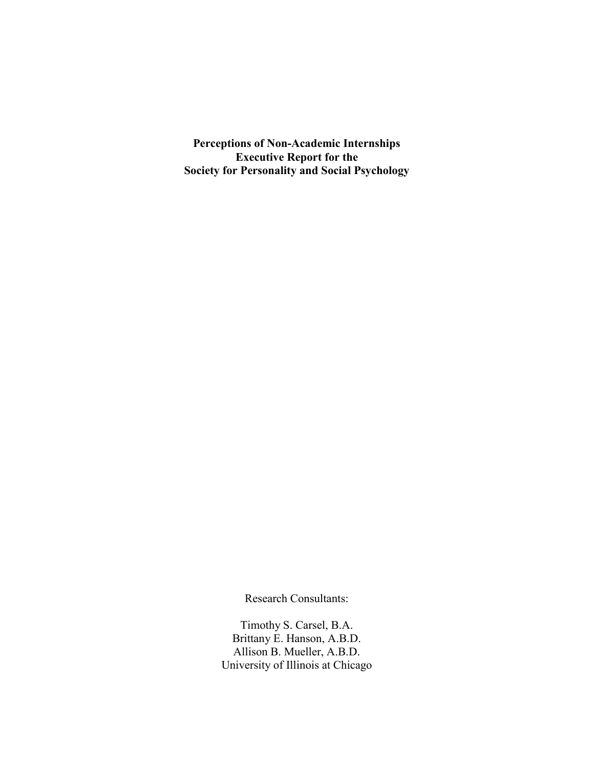# Perceptions of Non-Academic Internships
## Executive Report for the
## Society for Personality and Social Psychology

Research Consultants:

Timothy S. Carsel, B.A.
Brittany E. Hanson, A.B.D.
Allison B. Mueller, A.B.D.
University of Illinois at Chicago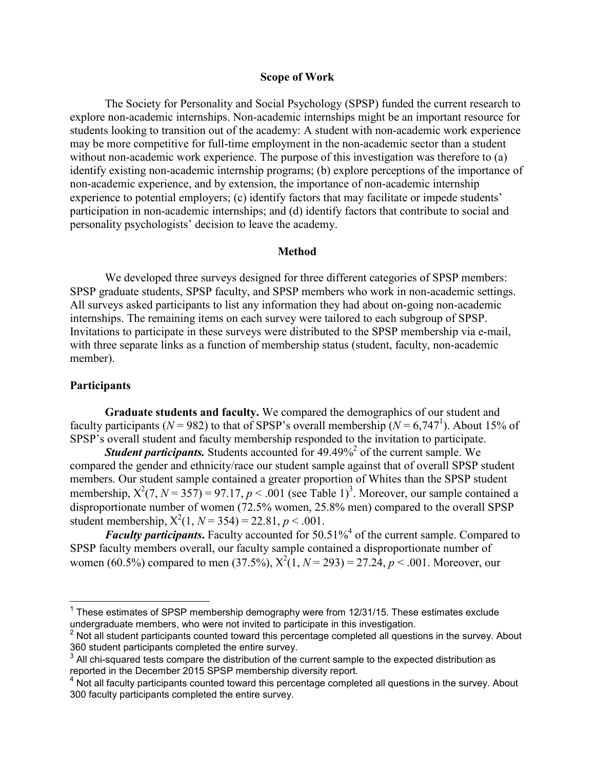## Scope of Work

The Society for Personality and Social Psychology (SPSP) funded the current research to explore non-academic internships. Non-academic internships might be an important resource for students looking to transition out of the academy: A student with non-academic work experience may be more competitive for full-time employment in the non-academic sector than a student without non-academic work experience. The purpose of this investigation was therefore to (a) identify existing non-academic internship programs; (b) explore perceptions of the importance of non-academic experience, and by extension, the importance of non-academic internship experience to potential employers; (c) identify factors that may facilitate or impede students' participation in non-academic internships; and (d) identify factors that contribute to social and personality psychologists' decision to leave the academy.

## Method

We developed three surveys designed for three different categories of SPSP members: SPSP graduate students, SPSP faculty, and SPSP members who work in non-academic settings. All surveys asked participants to list any information they had about on-going non-academic internships. The remaining items on each survey were tailored to each subgroup of SPSP. Invitations to participate in these surveys were distributed to the SPSP membership via e-mail, with three separate links as a function of membership status (student, faculty, non-academic member).

### Participants

**Graduate students and faculty.** We compared the demographics of our student and faculty participants ($N = 982$) to that of SPSP's overall membership ($N = 6{,}747$[1]). About 15% of SPSP's overall student and faculty membership responded to the invitation to participate.

***Student participants.*** Students accounted for 49.49%[2] of the current sample. We compared the gender and ethnicity/race our student sample against that of overall SPSP student members. Our student sample contained a greater proportion of Whites than the SPSP student membership, $X^2(7, N = 357) = 97.17, p < .001$ (see Table 1)[3]. Moreover, our sample contained a disproportionate number of women (72.5% women, 25.8% men) compared to the overall SPSP student membership, $X^2(1, N = 354) = 22.81, p < .001$.

***Faculty participants*.** Faculty accounted for 50.51%[4] of the current sample. Compared to SPSP faculty members overall, our faculty sample contained a disproportionate number of women (60.5%) compared to men (37.5%), $X^2(1, N = 293) = 27.24, p < .001$. Moreover, our

---

[1] These estimates of SPSP membership demography were from 12/31/15. These estimates exclude undergraduate members, who were not invited to participate in this investigation.

[2] Not all student participants counted toward this percentage completed all questions in the survey. About 360 student participants completed the entire survey.

[3] All chi-squared tests compare the distribution of the current sample to the expected distribution as reported in the December 2015 SPSP membership diversity report.

[4] Not all faculty participants counted toward this percentage completed all questions in the survey. About 300 faculty participants completed the entire survey.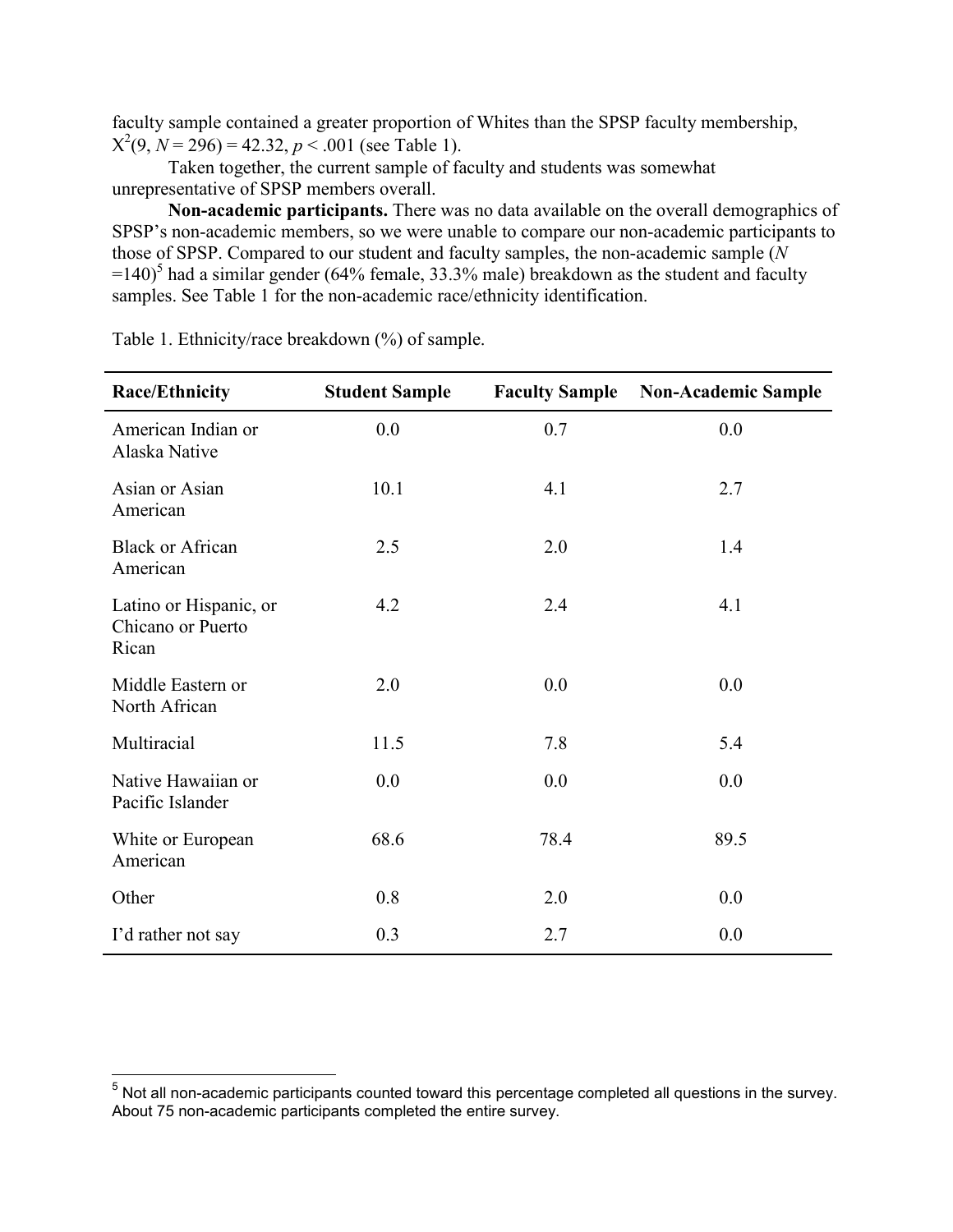faculty sample contained a greater proportion of Whites than the SPSP faculty membership, $X^2(9, N = 296) = 42.32, p < .001$ (see Table 1).

Taken together, the current sample of faculty and students was somewhat unrepresentative of SPSP members overall.

**Non-academic participants.** There was no data available on the overall demographics of SPSP's non-academic members, so we were unable to compare our non-academic participants to those of SPSP. Compared to our student and faculty samples, the non-academic sample (*N* =140)[5] had a similar gender (64% female, 33.3% male) breakdown as the student and faculty samples. See Table 1 for the non-academic race/ethnicity identification.

Table 1. Ethnicity/race breakdown (%) of sample.

| Race/Ethnicity | Student Sample | Faculty Sample | Non-Academic Sample |
|---|---|---|---|
| American Indian or Alaska Native | 0.0 | 0.7 | 0.0 |
| Asian or Asian American | 10.1 | 4.1 | 2.7 |
| Black or African American | 2.5 | 2.0 | 1.4 |
| Latino or Hispanic, or Chicano or Puerto Rican | 4.2 | 2.4 | 4.1 |
| Middle Eastern or North African | 2.0 | 0.0 | 0.0 |
| Multiracial | 11.5 | 7.8 | 5.4 |
| Native Hawaiian or Pacific Islander | 0.0 | 0.0 | 0.0 |
| White or European American | 68.6 | 78.4 | 89.5 |
| Other | 0.8 | 2.0 | 0.0 |
| I'd rather not say | 0.3 | 2.7 | 0.0 |

[5] Not all non-academic participants counted toward this percentage completed all questions in the survey. About 75 non-academic participants completed the entire survey.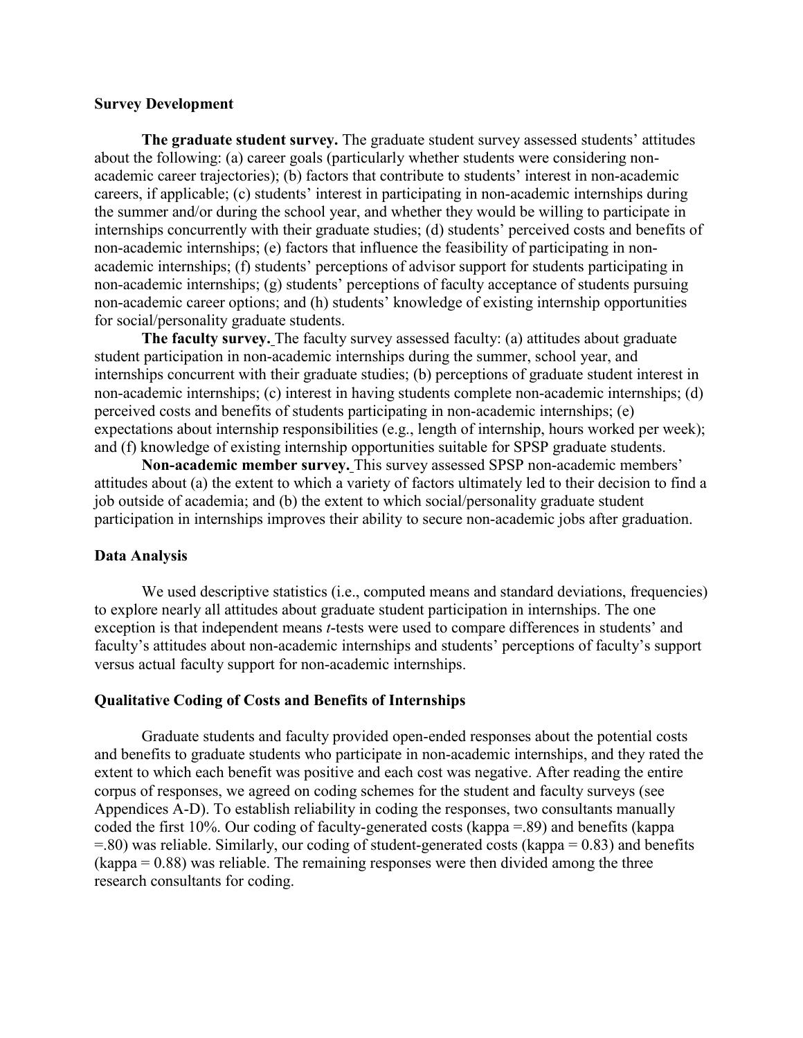### Survey Development

**The graduate student survey.** The graduate student survey assessed students' attitudes about the following: (a) career goals (particularly whether students were considering non-academic career trajectories); (b) factors that contribute to students' interest in non-academic careers, if applicable; (c) students' interest in participating in non-academic internships during the summer and/or during the school year, and whether they would be willing to participate in internships concurrently with their graduate studies; (d) students' perceived costs and benefits of non-academic internships; (e) factors that influence the feasibility of participating in non-academic internships; (f) students' perceptions of advisor support for students participating in non-academic internships; (g) students' perceptions of faculty acceptance of students pursuing non-academic career options; and (h) students' knowledge of existing internship opportunities for social/personality graduate students.

**The faculty survey.** The faculty survey assessed faculty: (a) attitudes about graduate student participation in non-academic internships during the summer, school year, and internships concurrent with their graduate studies; (b) perceptions of graduate student interest in non-academic internships; (c) interest in having students complete non-academic internships; (d) perceived costs and benefits of students participating in non-academic internships; (e) expectations about internship responsibilities (e.g., length of internship, hours worked per week); and (f) knowledge of existing internship opportunities suitable for SPSP graduate students.

**Non-academic member survey.** This survey assessed SPSP non-academic members' attitudes about (a) the extent to which a variety of factors ultimately led to their decision to find a job outside of academia; and (b) the extent to which social/personality graduate student participation in internships improves their ability to secure non-academic jobs after graduation.

### Data Analysis

We used descriptive statistics (i.e., computed means and standard deviations, frequencies) to explore nearly all attitudes about graduate student participation in internships. The one exception is that independent means *t*-tests were used to compare differences in students' and faculty's attitudes about non-academic internships and students' perceptions of faculty's support versus actual faculty support for non-academic internships.

### Qualitative Coding of Costs and Benefits of Internships

Graduate students and faculty provided open-ended responses about the potential costs and benefits to graduate students who participate in non-academic internships, and they rated the extent to which each benefit was positive and each cost was negative. After reading the entire corpus of responses, we agreed on coding schemes for the student and faculty surveys (see Appendices A-D). To establish reliability in coding the responses, two consultants manually coded the first 10%. Our coding of faculty-generated costs (kappa =.89) and benefits (kappa =.80) was reliable. Similarly, our coding of student-generated costs (kappa = 0.83) and benefits (kappa = 0.88) was reliable. The remaining responses were then divided among the three research consultants for coding.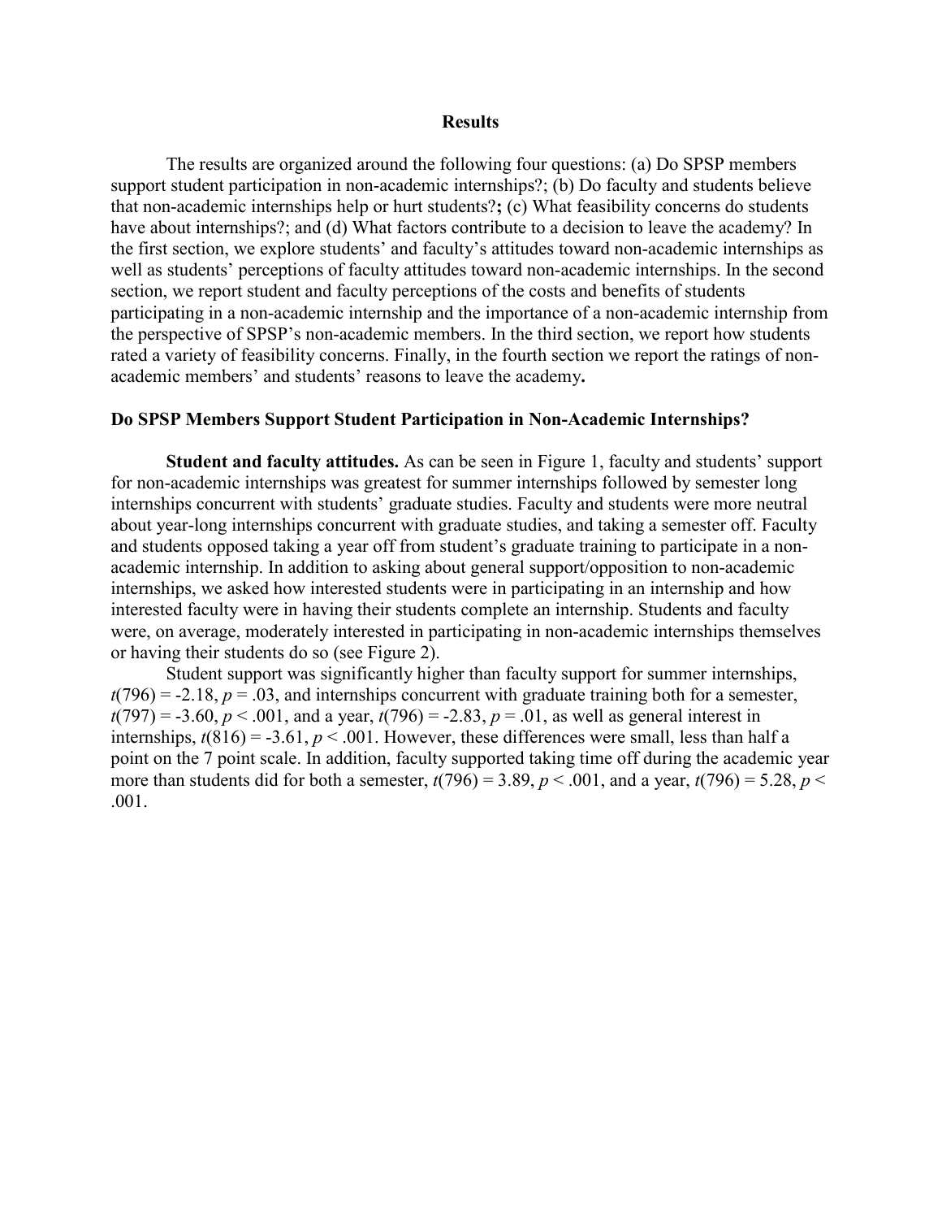## Results

The results are organized around the following four questions: (a) Do SPSP members support student participation in non-academic internships?; (b) Do faculty and students believe that non-academic internships help or hurt students?**;** (c) What feasibility concerns do students have about internships?; and (d) What factors contribute to a decision to leave the academy? In the first section, we explore students' and faculty's attitudes toward non-academic internships as well as students' perceptions of faculty attitudes toward non-academic internships. In the second section, we report student and faculty perceptions of the costs and benefits of students participating in a non-academic internship and the importance of a non-academic internship from the perspective of SPSP's non-academic members. In the third section, we report how students rated a variety of feasibility concerns. Finally, in the fourth section we report the ratings of non-academic members' and students' reasons to leave the academy**.**

### Do SPSP Members Support Student Participation in Non-Academic Internships?

**Student and faculty attitudes.** As can be seen in Figure 1, faculty and students' support for non-academic internships was greatest for summer internships followed by semester long internships concurrent with students' graduate studies. Faculty and students were more neutral about year-long internships concurrent with graduate studies, and taking a semester off. Faculty and students opposed taking a year off from student's graduate training to participate in a non-academic internship. In addition to asking about general support/opposition to non-academic internships, we asked how interested students were in participating in an internship and how interested faculty were in having their students complete an internship. Students and faculty were, on average, moderately interested in participating in non-academic internships themselves or having their students do so (see Figure 2).

Student support was significantly higher than faculty support for summer internships, $t(796) = -2.18$, $p = .03$, and internships concurrent with graduate training both for a semester, $t(797) = -3.60$, $p < .001$, and a year, $t(796) = -2.83$, $p = .01$, as well as general interest in internships, $t(816) = -3.61$, $p < .001$. However, these differences were small, less than half a point on the 7 point scale. In addition, faculty supported taking time off during the academic year more than students did for both a semester, $t(796) = 3.89$, $p < .001$, and a year, $t(796) = 5.28$, $p < .001$.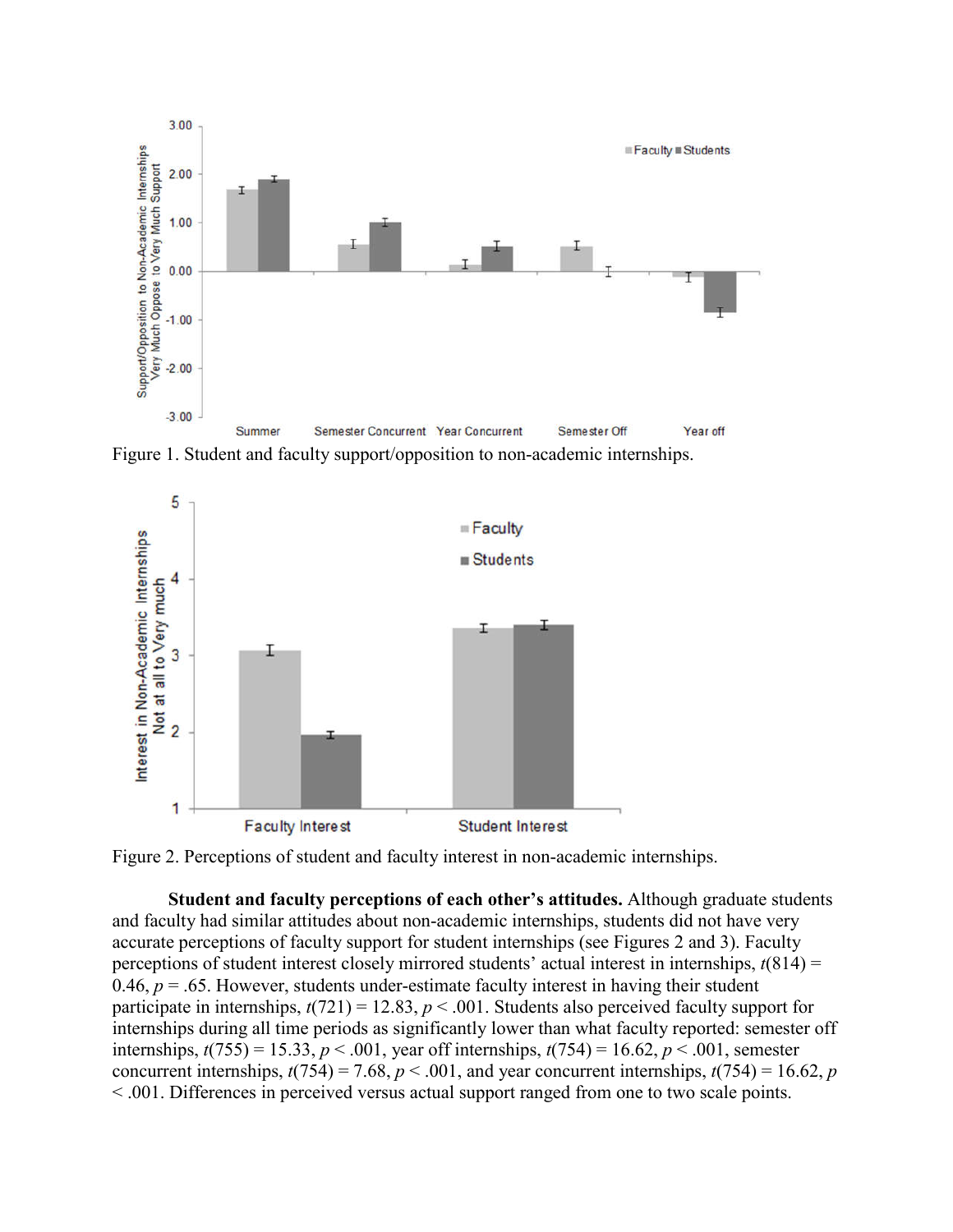Figure 1. Student and faculty support/opposition to non-academic internships.

Figure 2. Perceptions of student and faculty interest in non-academic internships.

**Student and faculty perceptions of each other's attitudes.** Although graduate students and faculty had similar attitudes about non-academic internships, students did not have very accurate perceptions of faculty support for student internships (see Figures 2 and 3). Faculty perceptions of student interest closely mirrored students' actual interest in internships, $t(814) = 0.46$, $p = .65$. However, students under-estimate faculty interest in having their student participate in internships, $t(721) = 12.83$, $p < .001$. Students also perceived faculty support for internships during all time periods as significantly lower than what faculty reported: semester off internships, $t(755) = 15.33$, $p < .001$, year off internships, $t(754) = 16.62$, $p < .001$, semester concurrent internships, $t(754) = 7.68$, $p < .001$, and year concurrent internships, $t(754) = 16.62$, $p < .001$. Differences in perceived versus actual support ranged from one to two scale points.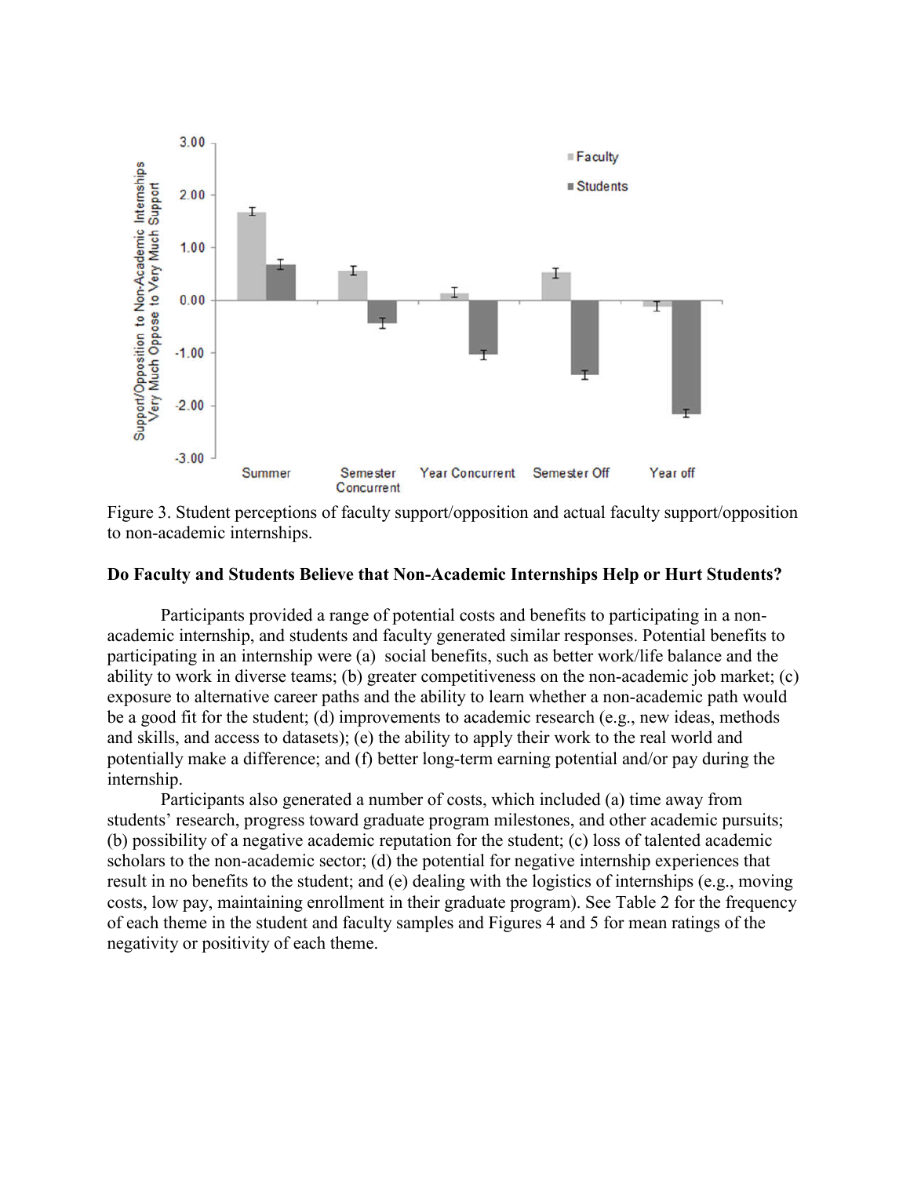Figure 3. Student perceptions of faculty support/opposition and actual faculty support/opposition to non-academic internships.

**Do Faculty and Students Believe that Non-Academic Internships Help or Hurt Students?**

Participants provided a range of potential costs and benefits to participating in a non-academic internship, and students and faculty generated similar responses. Potential benefits to participating in an internship were (a) social benefits, such as better work/life balance and the ability to work in diverse teams; (b) greater competitiveness on the non-academic job market; (c) exposure to alternative career paths and the ability to learn whether a non-academic path would be a good fit for the student; (d) improvements to academic research (e.g., new ideas, methods and skills, and access to datasets); (e) the ability to apply their work to the real world and potentially make a difference; and (f) better long-term earning potential and/or pay during the internship.

Participants also generated a number of costs, which included (a) time away from students' research, progress toward graduate program milestones, and other academic pursuits; (b) possibility of a negative academic reputation for the student; (c) loss of talented academic scholars to the non-academic sector; (d) the potential for negative internship experiences that result in no benefits to the student; and (e) dealing with the logistics of internships (e.g., moving costs, low pay, maintaining enrollment in their graduate program). See Table 2 for the frequency of each theme in the student and faculty samples and Figures 4 and 5 for mean ratings of the negativity or positivity of each theme.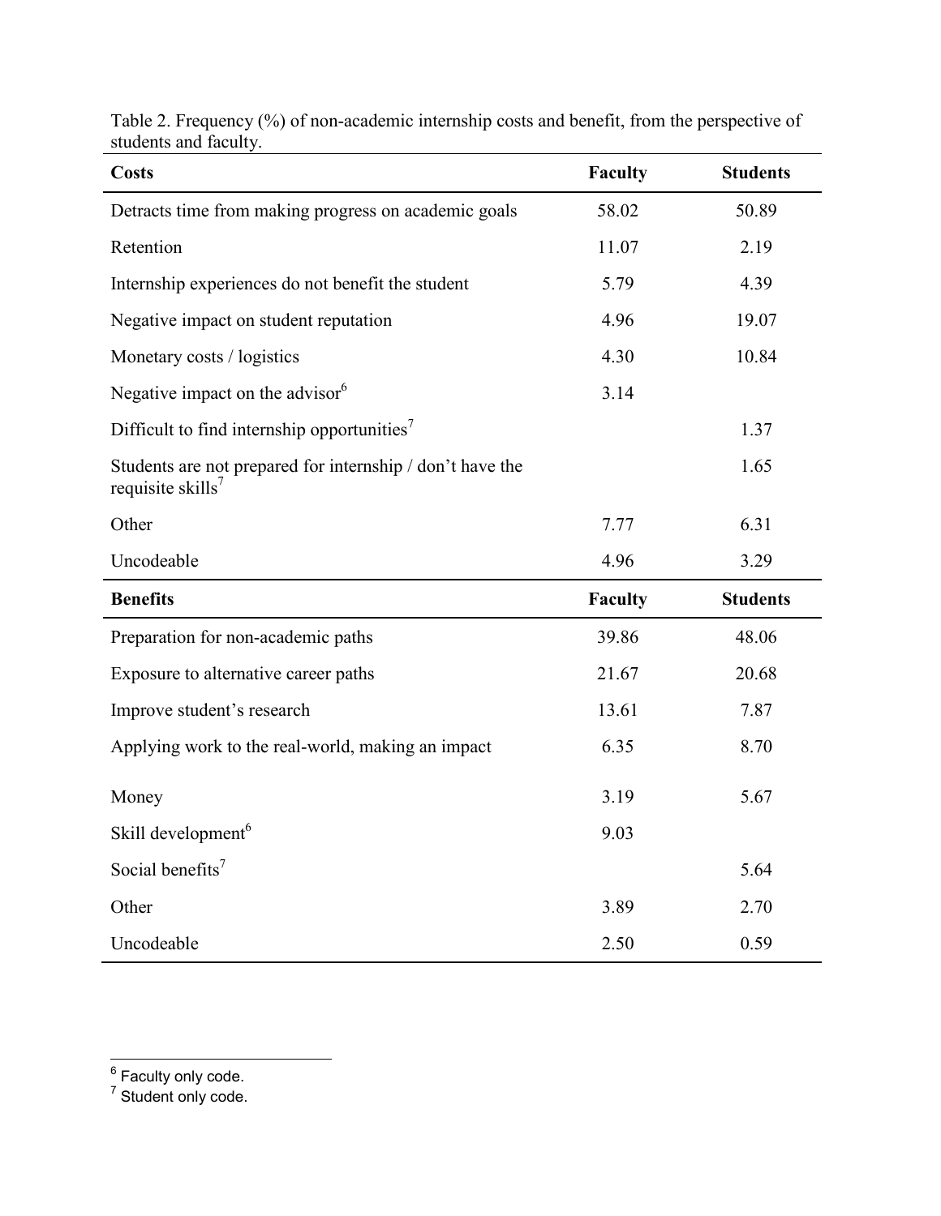Table 2. Frequency (%) of non-academic internship costs and benefit, from the perspective of students and faculty.

| Costs | Faculty | Students |
|---|---|---|
| Detracts time from making progress on academic goals | 58.02 | 50.89 |
| Retention | 11.07 | 2.19 |
| Internship experiences do not benefit the student | 5.79 | 4.39 |
| Negative impact on student reputation | 4.96 | 19.07 |
| Monetary costs / logistics | 4.30 | 10.84 |
| Negative impact on the advisor[6] | 3.14 | |
| Difficult to find internship opportunities[7] | | 1.37 |
| Students are not prepared for internship / don't have the requisite skills[7] | | 1.65 |
| Other | 7.77 | 6.31 |
| Uncodeable | 4.96 | 3.29 |
| **Benefits** | **Faculty** | **Students** |
| Preparation for non-academic paths | 39.86 | 48.06 |
| Exposure to alternative career paths | 21.67 | 20.68 |
| Improve student's research | 13.61 | 7.87 |
| Applying work to the real-world, making an impact | 6.35 | 8.70 |
| Money | 3.19 | 5.67 |
| Skill development[6] | 9.03 | |
| Social benefits[7] | | 5.64 |
| Other | 3.89 | 2.70 |
| Uncodeable | 2.50 | 0.59 |

[6] Faculty only code.

[7] Student only code.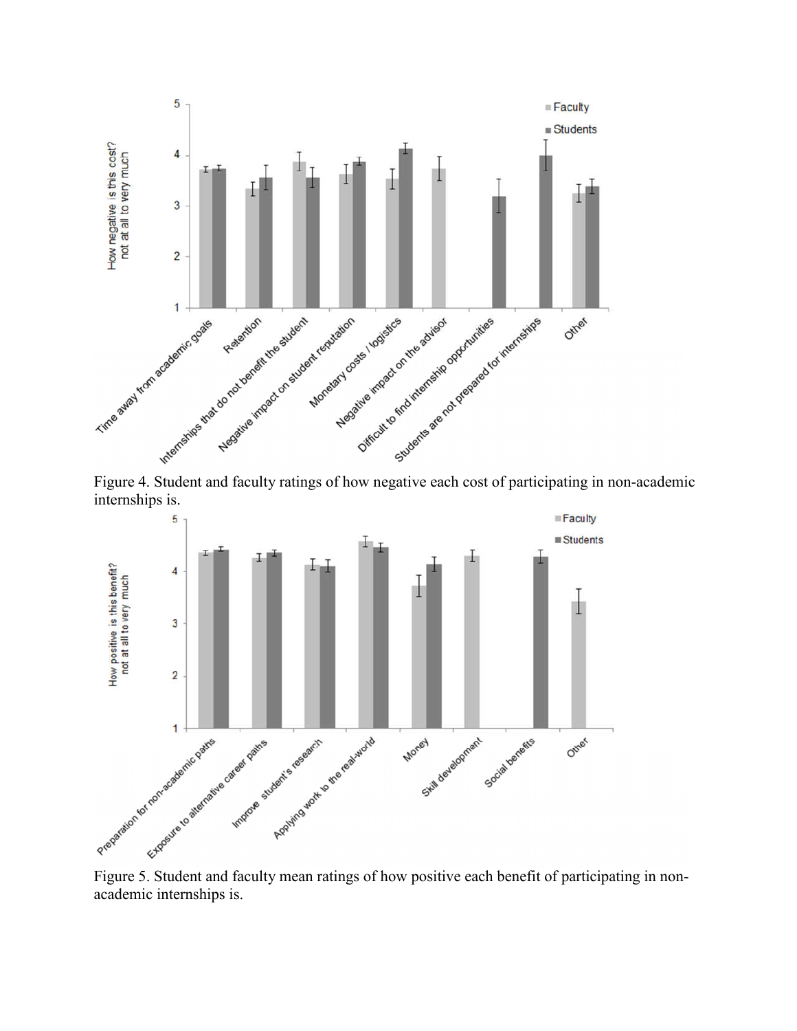Figure 4. Student and faculty ratings of how negative each cost of participating in non-academic internships is.

Figure 5. Student and faculty mean ratings of how positive each benefit of participating in non-academic internships is.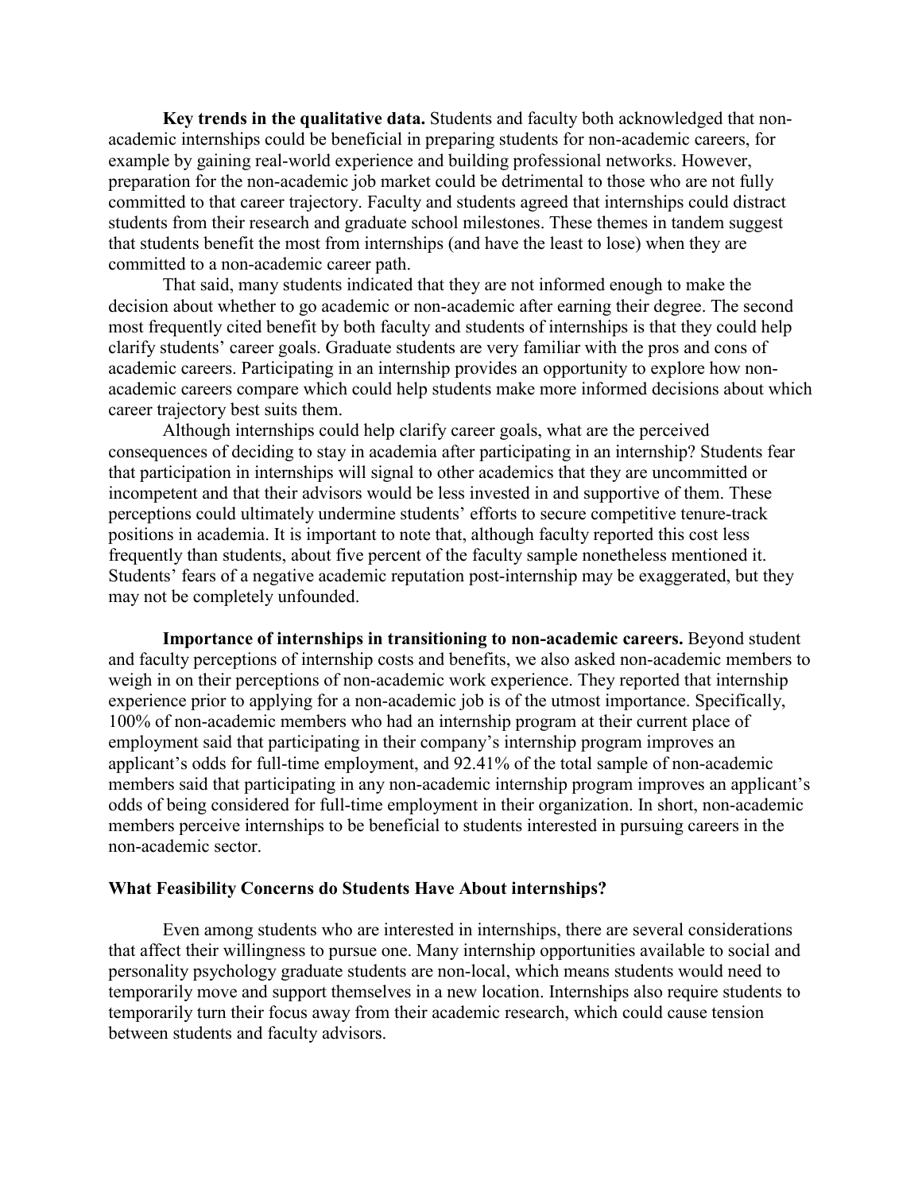**Key trends in the qualitative data.** Students and faculty both acknowledged that non-academic internships could be beneficial in preparing students for non-academic careers, for example by gaining real-world experience and building professional networks. However, preparation for the non-academic job market could be detrimental to those who are not fully committed to that career trajectory. Faculty and students agreed that internships could distract students from their research and graduate school milestones. These themes in tandem suggest that students benefit the most from internships (and have the least to lose) when they are committed to a non-academic career path.

That said, many students indicated that they are not informed enough to make the decision about whether to go academic or non-academic after earning their degree. The second most frequently cited benefit by both faculty and students of internships is that they could help clarify students' career goals. Graduate students are very familiar with the pros and cons of academic careers. Participating in an internship provides an opportunity to explore how non-academic careers compare which could help students make more informed decisions about which career trajectory best suits them.

Although internships could help clarify career goals, what are the perceived consequences of deciding to stay in academia after participating in an internship? Students fear that participation in internships will signal to other academics that they are uncommitted or incompetent and that their advisors would be less invested in and supportive of them. These perceptions could ultimately undermine students' efforts to secure competitive tenure-track positions in academia. It is important to note that, although faculty reported this cost less frequently than students, about five percent of the faculty sample nonetheless mentioned it. Students' fears of a negative academic reputation post-internship may be exaggerated, but they may not be completely unfounded.

**Importance of internships in transitioning to non-academic careers.** Beyond student and faculty perceptions of internship costs and benefits, we also asked non-academic members to weigh in on their perceptions of non-academic work experience. They reported that internship experience prior to applying for a non-academic job is of the utmost importance. Specifically, 100% of non-academic members who had an internship program at their current place of employment said that participating in their company's internship program improves an applicant's odds for full-time employment, and 92.41% of the total sample of non-academic members said that participating in any non-academic internship program improves an applicant's odds of being considered for full-time employment in their organization. In short, non-academic members perceive internships to be beneficial to students interested in pursuing careers in the non-academic sector.

### What Feasibility Concerns do Students Have About internships?

Even among students who are interested in internships, there are several considerations that affect their willingness to pursue one. Many internship opportunities available to social and personality psychology graduate students are non-local, which means students would need to temporarily move and support themselves in a new location. Internships also require students to temporarily turn their focus away from their academic research, which could cause tension between students and faculty advisors.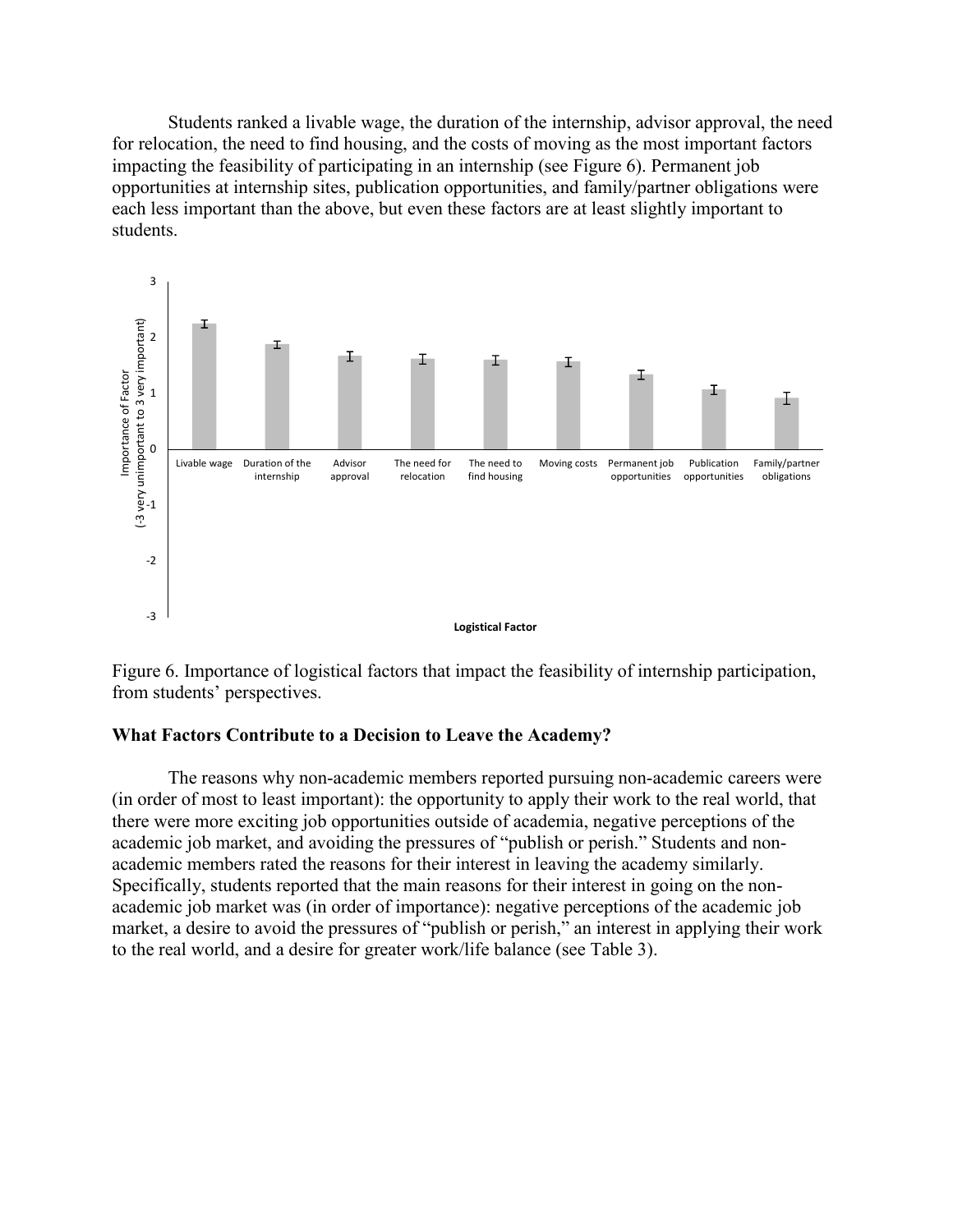Students ranked a livable wage, the duration of the internship, advisor approval, the need for relocation, the need to find housing, and the costs of moving as the most important factors impacting the feasibility of participating in an internship (see Figure 6). Permanent job opportunities at internship sites, publication opportunities, and family/partner obligations were each less important than the above, but even these factors are at least slightly important to students.

Figure 6. Importance of logistical factors that impact the feasibility of internship participation, from students' perspectives.

### What Factors Contribute to a Decision to Leave the Academy?

The reasons why non-academic members reported pursuing non-academic careers were (in order of most to least important): the opportunity to apply their work to the real world, that there were more exciting job opportunities outside of academia, negative perceptions of the academic job market, and avoiding the pressures of "publish or perish." Students and non-academic members rated the reasons for their interest in leaving the academy similarly. Specifically, students reported that the main reasons for their interest in going on the non-academic job market was (in order of importance): negative perceptions of the academic job market, a desire to avoid the pressures of "publish or perish," an interest in applying their work to the real world, and a desire for greater work/life balance (see Table 3).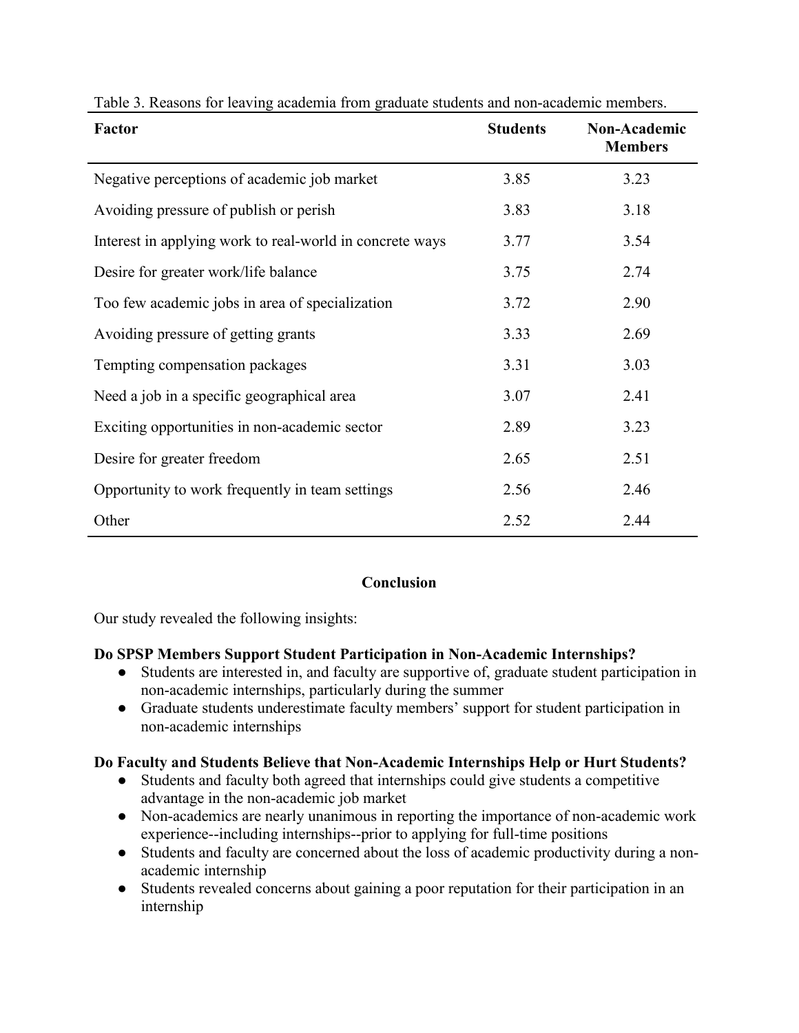Table 3. Reasons for leaving academia from graduate students and non-academic members.

| Factor | Students | Non-Academic Members |
|---|---|---|
| Negative perceptions of academic job market | 3.85 | 3.23 |
| Avoiding pressure of publish or perish | 3.83 | 3.18 |
| Interest in applying work to real-world in concrete ways | 3.77 | 3.54 |
| Desire for greater work/life balance | 3.75 | 2.74 |
| Too few academic jobs in area of specialization | 3.72 | 2.90 |
| Avoiding pressure of getting grants | 3.33 | 2.69 |
| Tempting compensation packages | 3.31 | 3.03 |
| Need a job in a specific geographical area | 3.07 | 2.41 |
| Exciting opportunities in non-academic sector | 2.89 | 3.23 |
| Desire for greater freedom | 2.65 | 2.51 |
| Opportunity to work frequently in team settings | 2.56 | 2.46 |
| Other | 2.52 | 2.44 |

## Conclusion

Our study revealed the following insights:

### Do SPSP Members Support Student Participation in Non-Academic Internships?

- Students are interested in, and faculty are supportive of, graduate student participation in non-academic internships, particularly during the summer
- Graduate students underestimate faculty members' support for student participation in non-academic internships

### Do Faculty and Students Believe that Non-Academic Internships Help or Hurt Students?

- Students and faculty both agreed that internships could give students a competitive advantage in the non-academic job market
- Non-academics are nearly unanimous in reporting the importance of non-academic work experience--including internships--prior to applying for full-time positions
- Students and faculty are concerned about the loss of academic productivity during a non-academic internship
- Students revealed concerns about gaining a poor reputation for their participation in an internship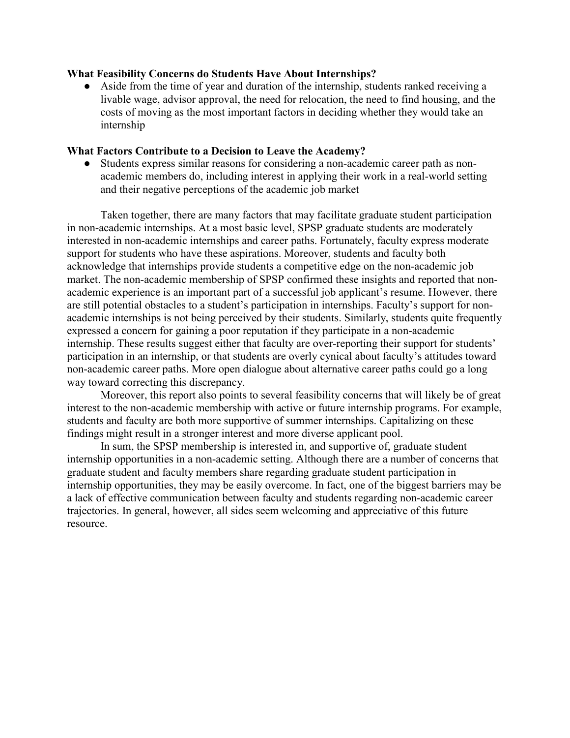**What Feasibility Concerns do Students Have About Internships?**

- Aside from the time of year and duration of the internship, students ranked receiving a livable wage, advisor approval, the need for relocation, the need to find housing, and the costs of moving as the most important factors in deciding whether they would take an internship

**What Factors Contribute to a Decision to Leave the Academy?**

- Students express similar reasons for considering a non-academic career path as non-academic members do, including interest in applying their work in a real-world setting and their negative perceptions of the academic job market

Taken together, there are many factors that may facilitate graduate student participation in non-academic internships. At a most basic level, SPSP graduate students are moderately interested in non-academic internships and career paths. Fortunately, faculty express moderate support for students who have these aspirations. Moreover, students and faculty both acknowledge that internships provide students a competitive edge on the non-academic job market. The non-academic membership of SPSP confirmed these insights and reported that non-academic experience is an important part of a successful job applicant's resume. However, there are still potential obstacles to a student's participation in internships. Faculty's support for non-academic internships is not being perceived by their students. Similarly, students quite frequently expressed a concern for gaining a poor reputation if they participate in a non-academic internship. These results suggest either that faculty are over-reporting their support for students' participation in an internship, or that students are overly cynical about faculty's attitudes toward non-academic career paths. More open dialogue about alternative career paths could go a long way toward correcting this discrepancy.

Moreover, this report also points to several feasibility concerns that will likely be of great interest to the non-academic membership with active or future internship programs. For example, students and faculty are both more supportive of summer internships. Capitalizing on these findings might result in a stronger interest and more diverse applicant pool.

In sum, the SPSP membership is interested in, and supportive of, graduate student internship opportunities in a non-academic setting. Although there are a number of concerns that graduate student and faculty members share regarding graduate student participation in internship opportunities, they may be easily overcome. In fact, one of the biggest barriers may be a lack of effective communication between faculty and students regarding non-academic career trajectories. In general, however, all sides seem welcoming and appreciative of this future resource.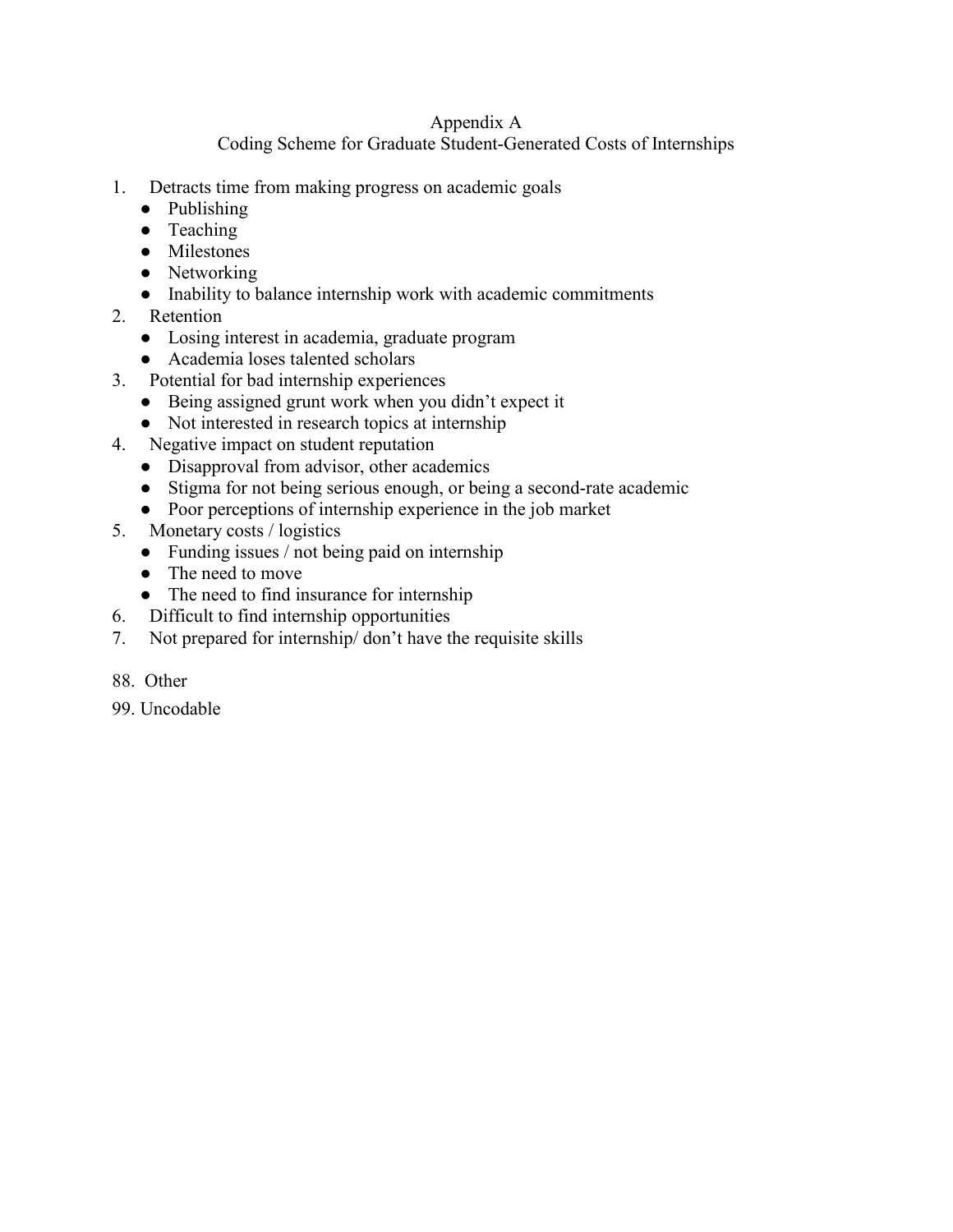# Appendix A

## Coding Scheme for Graduate Student-Generated Costs of Internships

1. Detracts time from making progress on academic goals
   - Publishing
   - Teaching
   - Milestones
   - Networking
   - Inability to balance internship work with academic commitments
2. Retention
   - Losing interest in academia, graduate program
   - Academia loses talented scholars
3. Potential for bad internship experiences
   - Being assigned grunt work when you didn't expect it
   - Not interested in research topics at internship
4. Negative impact on student reputation
   - Disapproval from advisor, other academics
   - Stigma for not being serious enough, or being a second-rate academic
   - Poor perceptions of internship experience in the job market
5. Monetary costs / logistics
   - Funding issues / not being paid on internship
   - The need to move
   - The need to find insurance for internship
6. Difficult to find internship opportunities
7. Not prepared for internship/ don't have the requisite skills

88. Other

99. Uncodable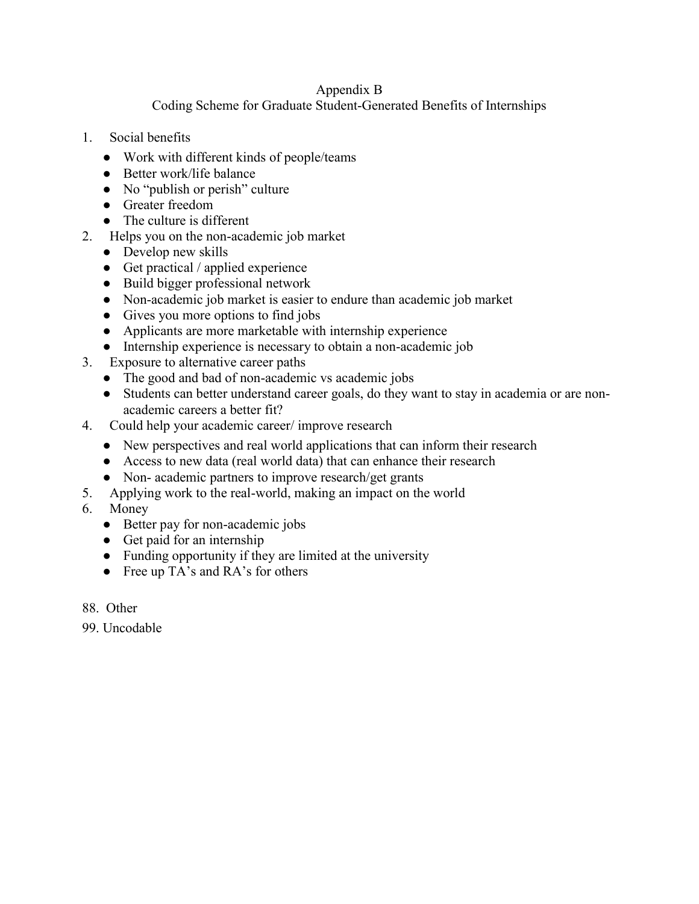# Appendix B

## Coding Scheme for Graduate Student-Generated Benefits of Internships

1. Social benefits
   - Work with different kinds of people/teams
   - Better work/life balance
   - No "publish or perish" culture
   - Greater freedom
   - The culture is different
2. Helps you on the non-academic job market
   - Develop new skills
   - Get practical / applied experience
   - Build bigger professional network
   - Non-academic job market is easier to endure than academic job market
   - Gives you more options to find jobs
   - Applicants are more marketable with internship experience
   - Internship experience is necessary to obtain a non-academic job
3. Exposure to alternative career paths
   - The good and bad of non-academic vs academic jobs
   - Students can better understand career goals, do they want to stay in academia or are non-academic careers a better fit?
4. Could help your academic career/ improve research
   - New perspectives and real world applications that can inform their research
   - Access to new data (real world data) that can enhance their research
   - Non- academic partners to improve research/get grants
5. Applying work to the real-world, making an impact on the world
6. Money
   - Better pay for non-academic jobs
   - Get paid for an internship
   - Funding opportunity if they are limited at the university
   - Free up TA's and RA's for others

88. Other

99. Uncodable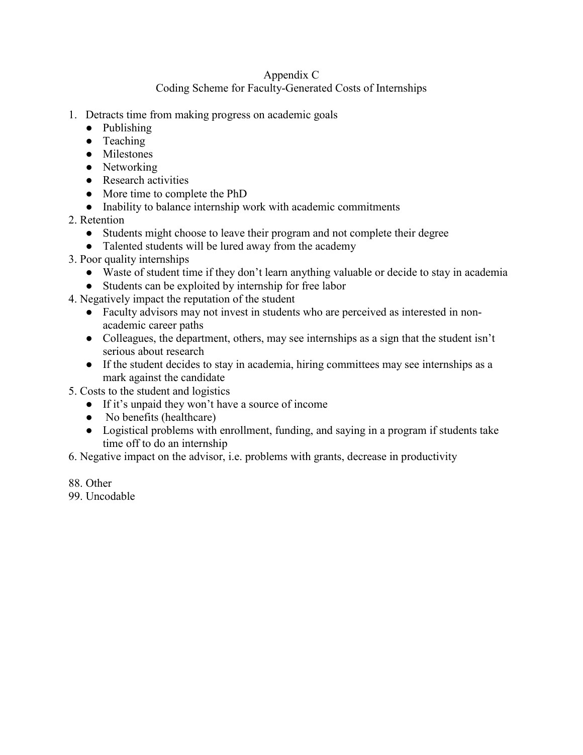## Appendix C
## Coding Scheme for Faculty-Generated Costs of Internships

1. Detracts time from making progress on academic goals
   - Publishing
   - Teaching
   - Milestones
   - Networking
   - Research activities
   - More time to complete the PhD
   - Inability to balance internship work with academic commitments
2. Retention
   - Students might choose to leave their program and not complete their degree
   - Talented students will be lured away from the academy
3. Poor quality internships
   - Waste of student time if they don't learn anything valuable or decide to stay in academia
   - Students can be exploited by internship for free labor
4. Negatively impact the reputation of the student
   - Faculty advisors may not invest in students who are perceived as interested in non-academic career paths
   - Colleagues, the department, others, may see internships as a sign that the student isn't serious about research
   - If the student decides to stay in academia, hiring committees may see internships as a mark against the candidate
5. Costs to the student and logistics
   - If it's unpaid they won't have a source of income
   - No benefits (healthcare)
   - Logistical problems with enrollment, funding, and saying in a program if students take time off to do an internship
6. Negative impact on the advisor, i.e. problems with grants, decrease in productivity

88. Other
99. Uncodable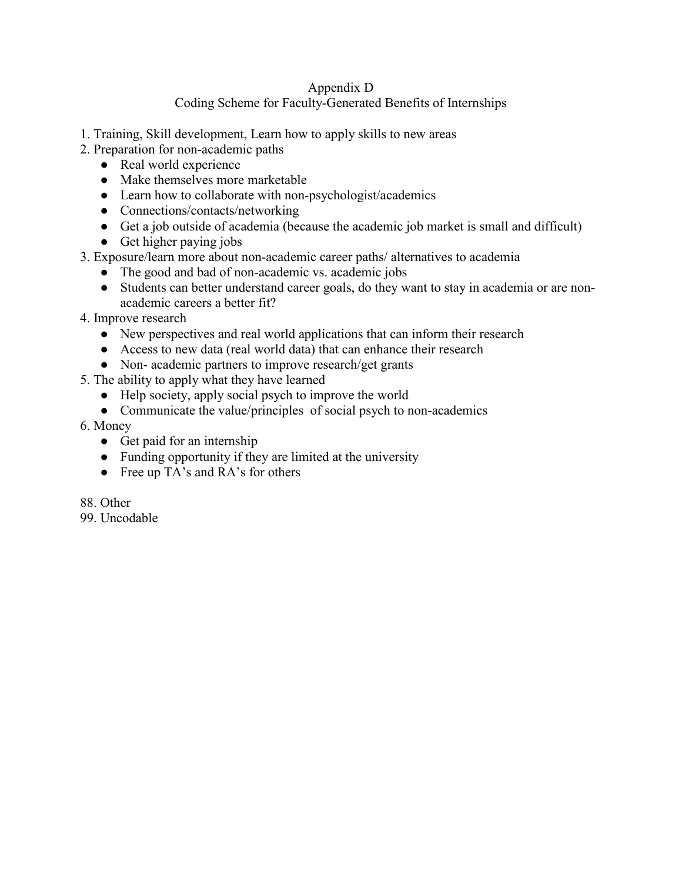# Appendix D
## Coding Scheme for Faculty-Generated Benefits of Internships

1. Training, Skill development, Learn how to apply skills to new areas
2. Preparation for non-academic paths
   - Real world experience
   - Make themselves more marketable
   - Learn how to collaborate with non-psychologist/academics
   - Connections/contacts/networking
   - Get a job outside of academia (because the academic job market is small and difficult)
   - Get higher paying jobs
3. Exposure/learn more about non-academic career paths/ alternatives to academia
   - The good and bad of non-academic vs. academic jobs
   - Students can better understand career goals, do they want to stay in academia or are non-academic careers a better fit?
4. Improve research
   - New perspectives and real world applications that can inform their research
   - Access to new data (real world data) that can enhance their research
   - Non- academic partners to improve research/get grants
5. The ability to apply what they have learned
   - Help society, apply social psych to improve the world
   - Communicate the value/principles of social psych to non-academics
6. Money
   - Get paid for an internship
   - Funding opportunity if they are limited at the university
   - Free up TA's and RA's for others

88. Other
99. Uncodable